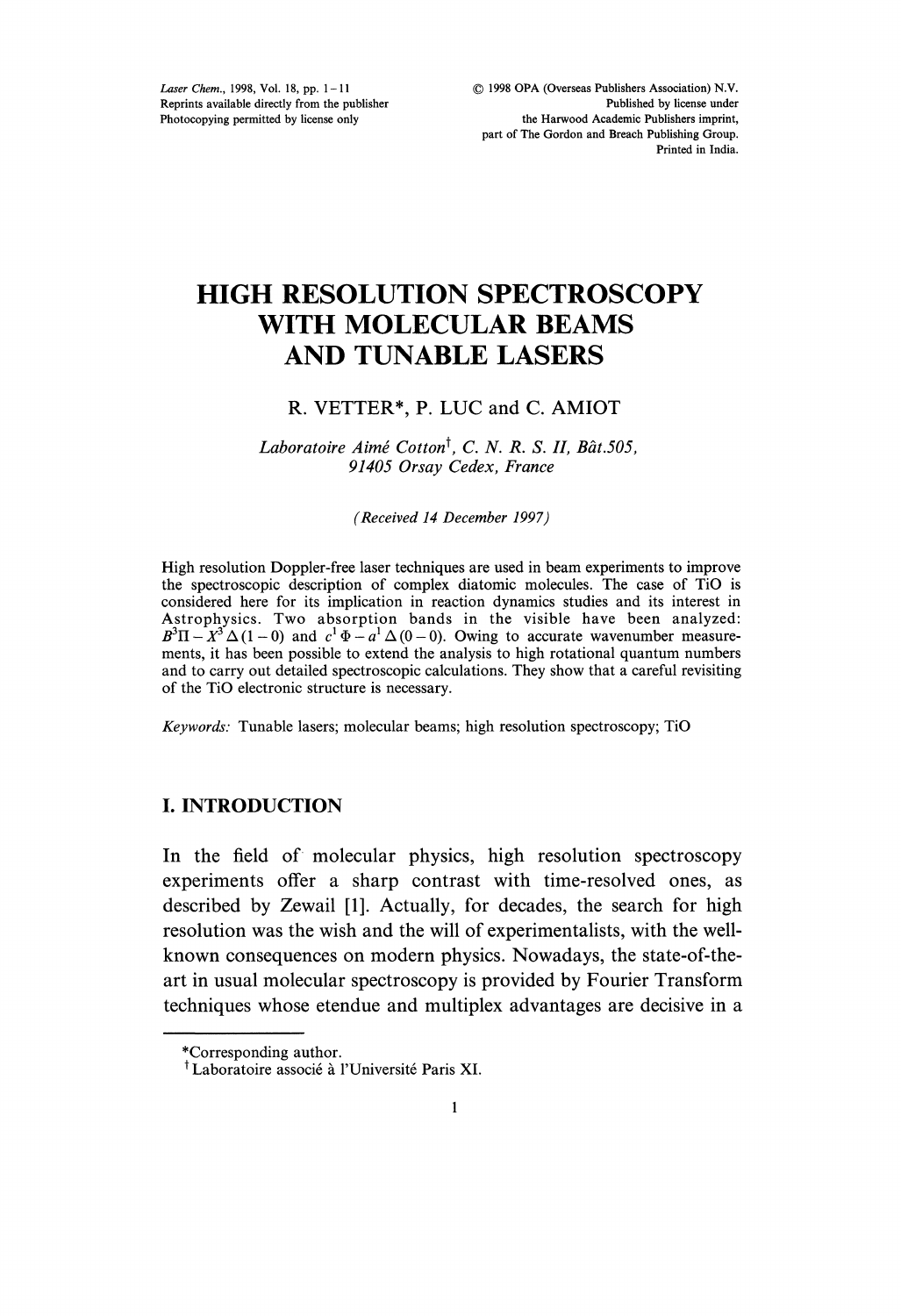# HIGH RESOLUTION SPECTROSCOPY WITH MOLECULAR BEAMS AND TUNABLE LASERS

R. VETTER*, P. LUC and C. AMIOT

*Laboratoire Aimé Cotton*[†]*, C. N. R. S. II, Bât.505, 91405 Orsay Cedex, France*

*(Received 14 December 1997)*

High resolution Doppler-free laser techniques are used in beam experiments to improve the spectroscopic description of complex diatomic molecules. The case of TiO is considered here for its implication in reaction dynamics studies and its interest in Astrophysics. Two absorption bands in the visible have been analyzed: $B^3\Pi - X^3\Delta(1-0)$ and $c^1\Phi - a^1\Delta(0-0)$. Owing to accurate wavenumber measurements, it has been possible to extend the analysis to high rotational quantum numbers and to carry out detailed spectroscopic calculations. They show that a careful revisiting of the TiO electronic structure is necessary.

*Keywords:* Tunable lasers; molecular beams; high resolution spectroscopy; TiO

## I. INTRODUCTION

In the field of molecular physics, high resolution spectroscopy experiments offer a sharp contrast with time-resolved ones, as described by Zewail [1]. Actually, for decades, the search for high resolution was the wish and the will of experimentalists, with the well-known consequences on modern physics. Nowadays, the state-of-the-art in usual molecular spectroscopy is provided by Fourier Transform techniques whose etendue and multiplex advantages are decisive in a

---

*Corresponding author.

[†] Laboratoire associé à l'Université Paris XI.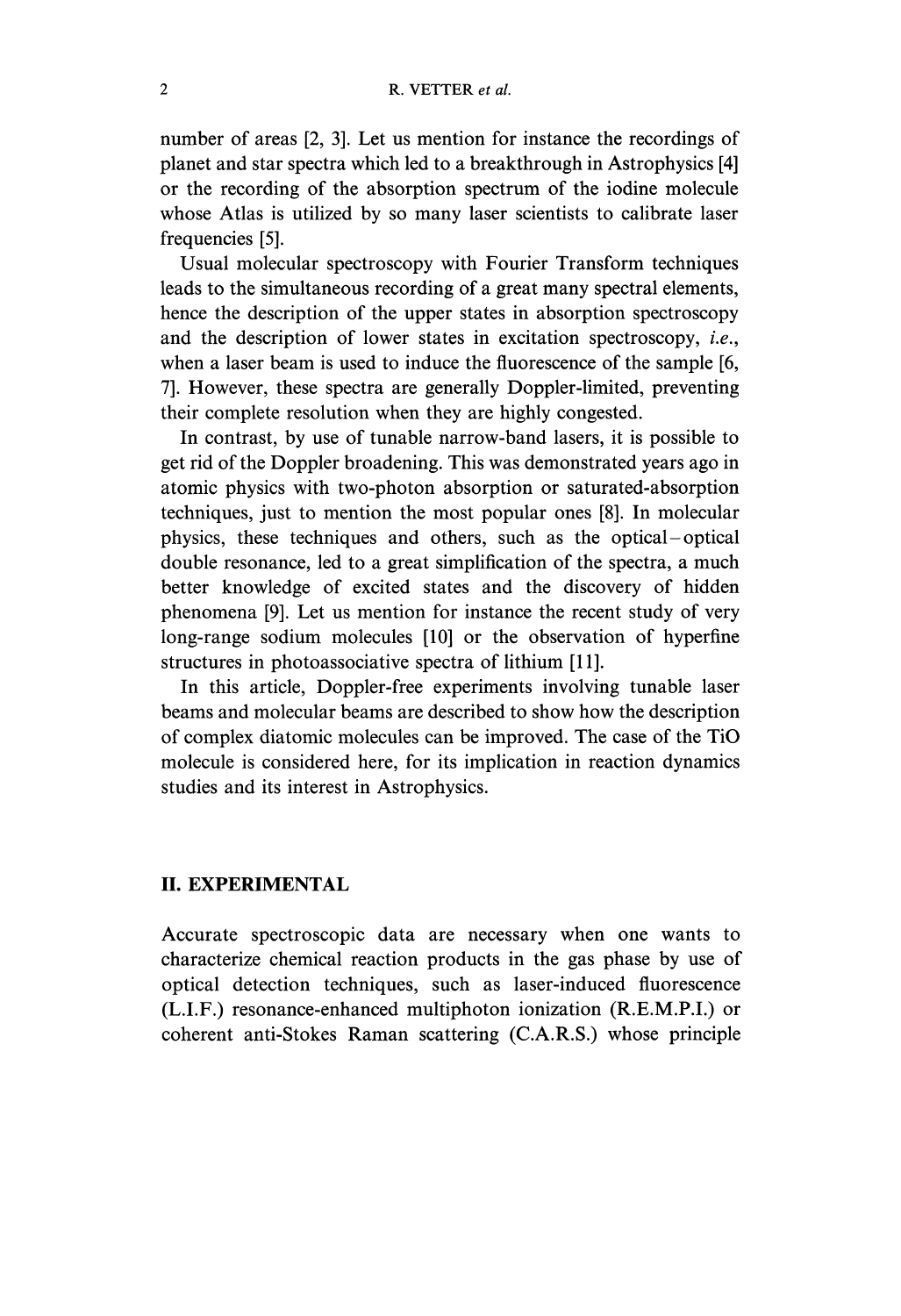number of areas [2, 3]. Let us mention for instance the recordings of planet and star spectra which led to a breakthrough in Astrophysics [4] or the recording of the absorption spectrum of the iodine molecule whose Atlas is utilized by so many laser scientists to calibrate laser frequencies [5].

Usual molecular spectroscopy with Fourier Transform techniques leads to the simultaneous recording of a great many spectral elements, hence the description of the upper states in absorption spectroscopy and the description of lower states in excitation spectroscopy, *i.e.*, when a laser beam is used to induce the fluorescence of the sample [6, 7]. However, these spectra are generally Doppler-limited, preventing their complete resolution when they are highly congested.

In contrast, by use of tunable narrow-band lasers, it is possible to get rid of the Doppler broadening. This was demonstrated years ago in atomic physics with two-photon absorption or saturated-absorption techniques, just to mention the most popular ones [8]. In molecular physics, these techniques and others, such as the optical–optical double resonance, led to a great simplification of the spectra, a much better knowledge of excited states and the discovery of hidden phenomena [9]. Let us mention for instance the recent study of very long-range sodium molecules [10] or the observation of hyperfine structures in photoassociative spectra of lithium [11].

In this article, Doppler-free experiments involving tunable laser beams and molecular beams are described to show how the description of complex diatomic molecules can be improved. The case of the TiO molecule is considered here, for its implication in reaction dynamics studies and its interest in Astrophysics.

## II. EXPERIMENTAL

Accurate spectroscopic data are necessary when one wants to characterize chemical reaction products in the gas phase by use of optical detection techniques, such as laser-induced fluorescence (L.I.F.) resonance-enhanced multiphoton ionization (R.E.M.P.I.) or coherent anti-Stokes Raman scattering (C.A.R.S.) whose principle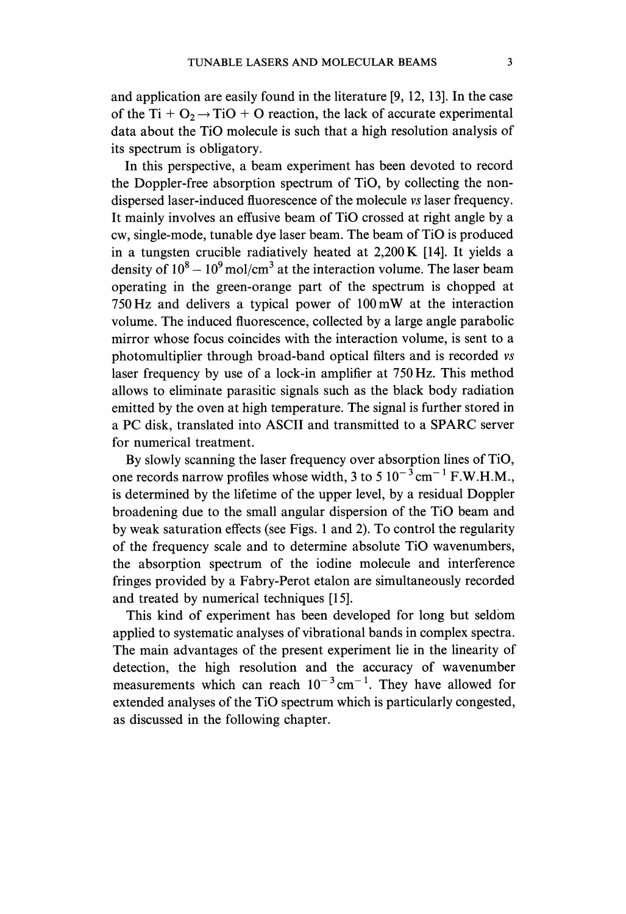and application are easily found in the literature [9, 12, 13]. In the case of the Ti + $O_2 \rightarrow$ TiO + O reaction, the lack of accurate experimental data about the TiO molecule is such that a high resolution analysis of its spectrum is obligatory.

In this perspective, a beam experiment has been devoted to record the Doppler-free absorption spectrum of TiO, by collecting the non-dispersed laser-induced fluorescence of the molecule *vs* laser frequency. It mainly involves an effusive beam of TiO crossed at right angle by a cw, single-mode, tunable dye laser beam. The beam of TiO is produced in a tungsten crucible radiatively heated at 2,200 K [14]. It yields a density of $10^8 - 10^9$ mol/cm$^3$ at the interaction volume. The laser beam operating in the green-orange part of the spectrum is chopped at 750 Hz and delivers a typical power of 100 mW at the interaction volume. The induced fluorescence, collected by a large angle parabolic mirror whose focus coincides with the interaction volume, is sent to a photomultiplier through broad-band optical filters and is recorded *vs* laser frequency by use of a lock-in amplifier at 750 Hz. This method allows to eliminate parasitic signals such as the black body radiation emitted by the oven at high temperature. The signal is further stored in a PC disk, translated into ASCII and transmitted to a SPARC server for numerical treatment.

By slowly scanning the laser frequency over absorption lines of TiO, one records narrow profiles whose width, 3 to 5 $10^{-3}$ cm$^{-1}$ F.W.H.M., is determined by the lifetime of the upper level, by a residual Doppler broadening due to the small angular dispersion of the TiO beam and by weak saturation effects (see Figs. 1 and 2). To control the regularity of the frequency scale and to determine absolute TiO wavenumbers, the absorption spectrum of the iodine molecule and interference fringes provided by a Fabry-Perot etalon are simultaneously recorded and treated by numerical techniques [15].

This kind of experiment has been developed for long but seldom applied to systematic analyses of vibrational bands in complex spectra. The main advantages of the present experiment lie in the linearity of detection, the high resolution and the accuracy of wavenumber measurements which can reach $10^{-3}$ cm$^{-1}$. They have allowed for extended analyses of the TiO spectrum which is particularly congested, as discussed in the following chapter.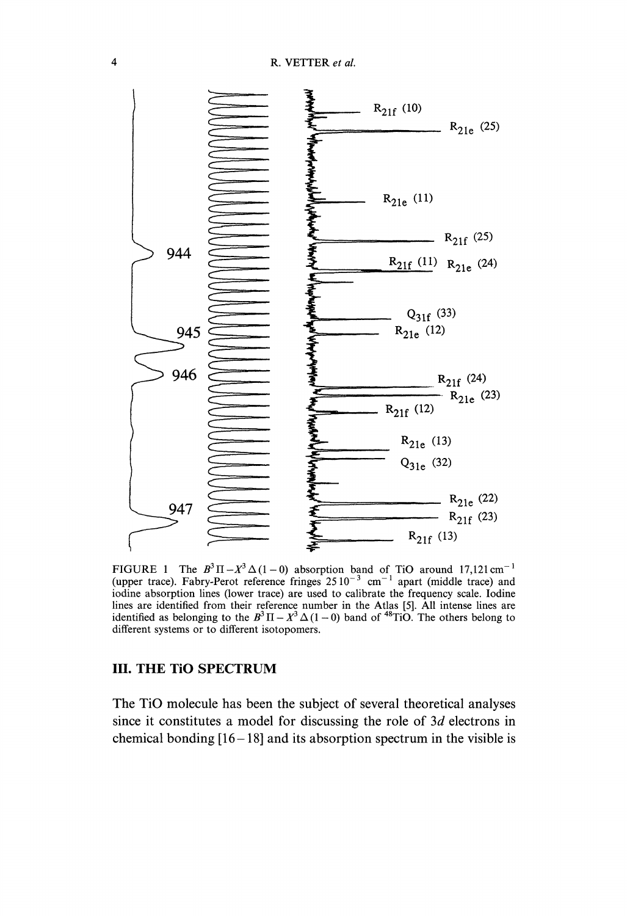FIGURE 1 The $B^3\Pi - X^3\Delta\,(1-0)$ absorption band of TiO around 17,121 cm$^{-1}$ (upper trace). Fabry-Perot reference fringes $25\,10^{-3}$ cm$^{-1}$ apart (middle trace) and iodine absorption lines (lower trace) are used to calibrate the frequency scale. Iodine lines are identified from their reference number in the Atlas [5]. All intense lines are identified as belonging to the $B^3\Pi - X^3\Delta\,(1-0)$ band of $^{48}$TiO. The others belong to different systems or to different isotopomers.

## III. THE TiO SPECTRUM

The TiO molecule has been the subject of several theoretical analyses since it constitutes a model for discussing the role of 3*d* electrons in chemical bonding [16–18] and its absorption spectrum in the visible is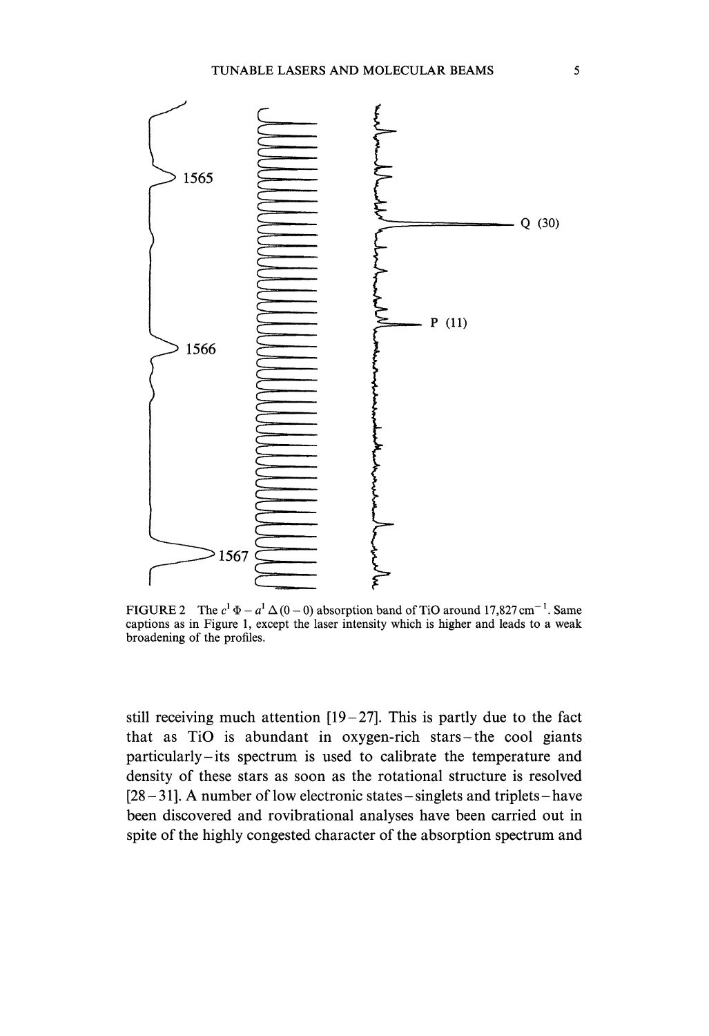FIGURE 2 The $c^1\Phi - a^1\Delta(0-0)$ absorption band of TiO around 17,827 cm$^{-1}$. Same captions as in Figure 1, except the laser intensity which is higher and leads to a weak broadening of the profiles.

still receiving much attention [19–27]. This is partly due to the fact that as TiO is abundant in oxygen-rich stars – the cool giants particularly – its spectrum is used to calibrate the temperature and density of these stars as soon as the rotational structure is resolved [28–31]. A number of low electronic states – singlets and triplets – have been discovered and rovibrational analyses have been carried out in spite of the highly congested character of the absorption spectrum and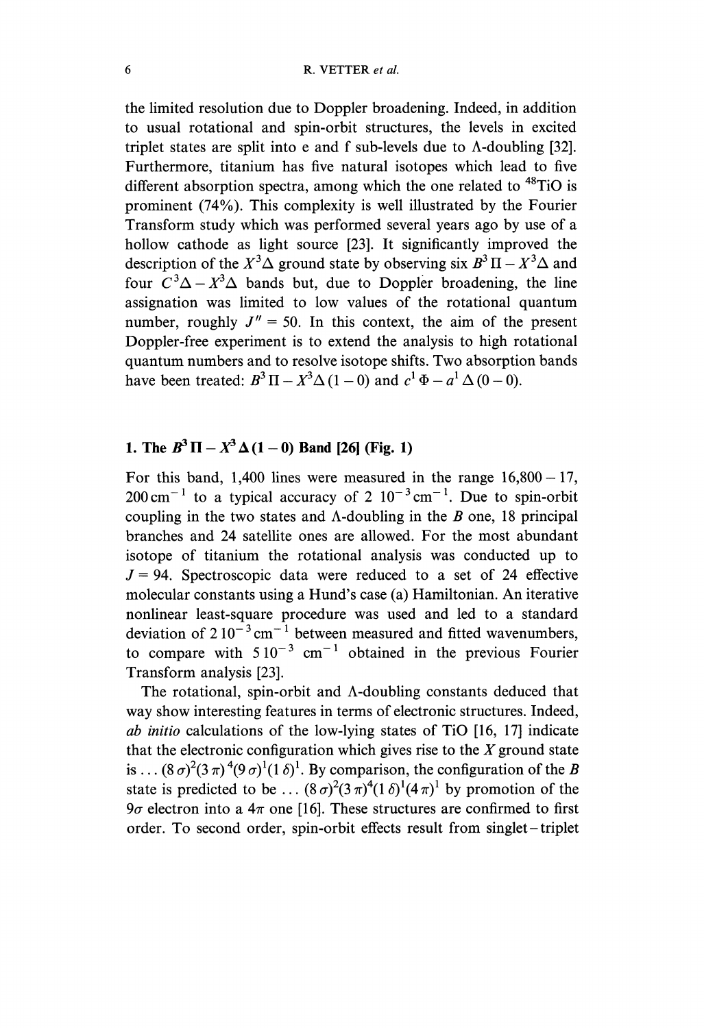the limited resolution due to Doppler broadening. Indeed, in addition to usual rotational and spin-orbit structures, the levels in excited triplet states are split into e and f sub-levels due to Λ-doubling [32]. Furthermore, titanium has five natural isotopes which lead to five different absorption spectra, among which the one related to $^{48}TiO$ is prominent (74%). This complexity is well illustrated by the Fourier Transform study which was performed several years ago by use of a hollow cathode as light source [23]. It significantly improved the description of the $X^3\Delta$ ground state by observing six $B^3\Pi - X^3\Delta$ and four $C^3\Delta - X^3\Delta$ bands but, due to Doppler broadening, the line assignation was limited to low values of the rotational quantum number, roughly $J'' = 50$. In this context, the aim of the present Doppler-free experiment is to extend the analysis to high rotational quantum numbers and to resolve isotope shifts. Two absorption bands have been treated: $B^3\Pi - X^3\Delta\,(1-0)$ and $c^1\Phi - a^1\Delta\,(0-0)$.

## 1. The $B^3\Pi - X^3\Delta\,(1-0)$ Band [26] (Fig. 1)

For this band, 1,400 lines were measured in the range 16,800 − 17,200 $\mathrm{cm^{-1}}$ to a typical accuracy of $2\ 10^{-3}\,\mathrm{cm^{-1}}$. Due to spin-orbit coupling in the two states and Λ-doubling in the *B* one, 18 principal branches and 24 satellite ones are allowed. For the most abundant isotope of titanium the rotational analysis was conducted up to $J = 94$. Spectroscopic data were reduced to a set of 24 effective molecular constants using a Hund's case (a) Hamiltonian. An iterative nonlinear least-square procedure was used and led to a standard deviation of $2\,10^{-3}\,\mathrm{cm^{-1}}$ between measured and fitted wavenumbers, to compare with $5\,10^{-3}\ \mathrm{cm^{-1}}$ obtained in the previous Fourier Transform analysis [23].

The rotational, spin-orbit and Λ-doubling constants deduced that way show interesting features in terms of electronic structures. Indeed, *ab initio* calculations of the low-lying states of TiO [16, 17] indicate that the electronic configuration which gives rise to the *X* ground state is $\ldots(8\sigma)^2(3\pi)^4(9\sigma)^1(1\delta)^1$. By comparison, the configuration of the *B* state is predicted to be $\ldots(8\sigma)^2(3\pi)^4(1\delta)^1(4\pi)^1$ by promotion of the $9\sigma$ electron into a $4\pi$ one [16]. These structures are confirmed to first order. To second order, spin-orbit effects result from singlet−triplet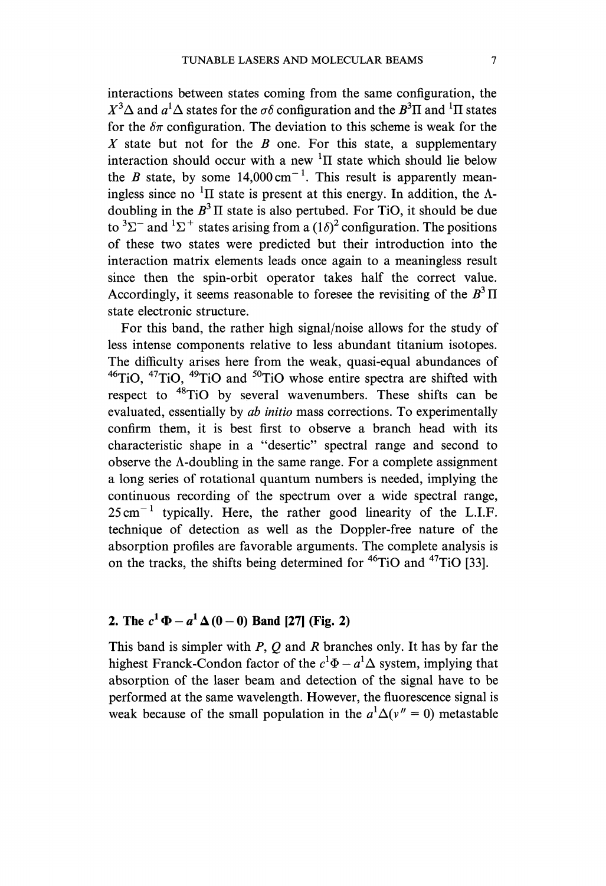interactions between states coming from the same configuration, the $X^3\Delta$ and $a^1\Delta$ states for the $\sigma\delta$ configuration and the $B^3\Pi$ and $^1\Pi$ states for the $\delta\pi$ configuration. The deviation to this scheme is weak for the $X$ state but not for the $B$ one. For this state, a supplementary interaction should occur with a new $^1\Pi$ state which should lie below the $B$ state, by some 14,000 cm$^{-1}$. This result is apparently meaningless since no $^1\Pi$ state is present at this energy. In addition, the $\Lambda$-doubling in the $B^3\Pi$ state is also pertubed. For TiO, it should be due to $^3\Sigma^-$ and $^1\Sigma^+$ states arising from a $(1\delta)^2$ configuration. The positions of these two states were predicted but their introduction into the interaction matrix elements leads once again to a meaningless result since then the spin-orbit operator takes half the correct value. Accordingly, it seems reasonable to foresee the revisiting of the $B^3\Pi$ state electronic structure.

For this band, the rather high signal/noise allows for the study of less intense components relative to less abundant titanium isotopes. The difficulty arises here from the weak, quasi-equal abundances of $^{46}$TiO, $^{47}$TiO, $^{49}$TiO and $^{50}$TiO whose entire spectra are shifted with respect to $^{48}$TiO by several wavenumbers. These shifts can be evaluated, essentially by *ab initio* mass corrections. To experimentally confirm them, it is best first to observe a branch head with its characteristic shape in a "desertic" spectral range and second to observe the $\Lambda$-doubling in the same range. For a complete assignment a long series of rotational quantum numbers is needed, implying the continuous recording of the spectrum over a wide spectral range, 25 cm$^{-1}$ typically. Here, the rather good linearity of the L.I.F. technique of detection as well as the Doppler-free nature of the absorption profiles are favorable arguments. The complete analysis is on the tracks, the shifts being determined for $^{46}$TiO and $^{47}$TiO [33].

## 2. The $c^1\Phi - a^1\Delta\,(0-0)$ Band [27] (Fig. 2)

This band is simpler with $P$, $Q$ and $R$ branches only. It has by far the highest Franck-Condon factor of the $c^1\Phi - a^1\Delta$ system, implying that absorption of the laser beam and detection of the signal have to be performed at the same wavelength. However, the fluorescence signal is weak because of the small population in the $a^1\Delta(v'' = 0)$ metastable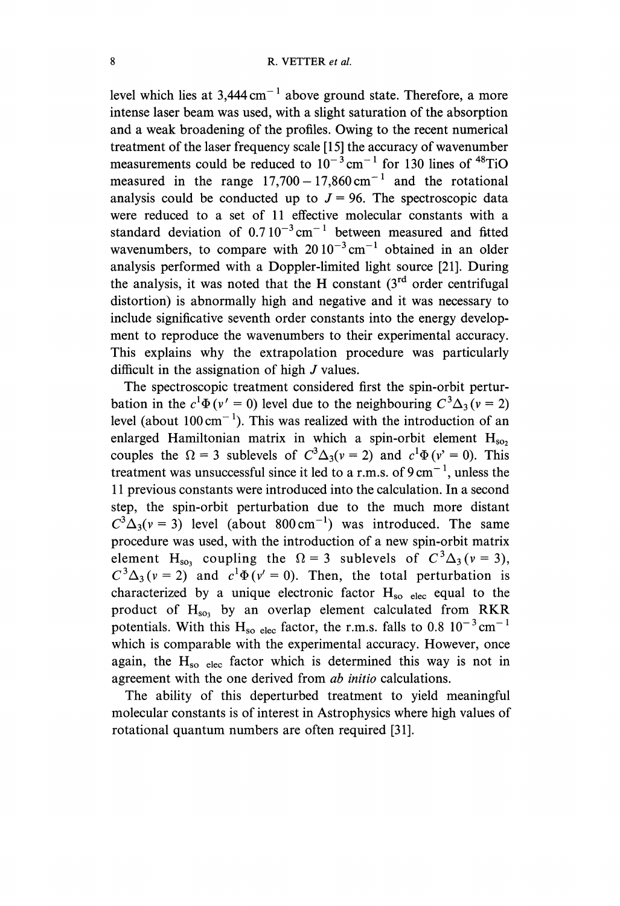level which lies at 3,444 $cm^{-1}$ above ground state. Therefore, a more intense laser beam was used, with a slight saturation of the absorption and a weak broadening of the profiles. Owing to the recent numerical treatment of the laser frequency scale [15] the accuracy of wavenumber measurements could be reduced to $10^{-3}$ $cm^{-1}$ for 130 lines of $^{48}$TiO measured in the range 17,700 – 17,860 $cm^{-1}$ and the rotational analysis could be conducted up to $J = 96$. The spectroscopic data were reduced to a set of 11 effective molecular constants with a standard deviation of 0.7 $10^{-3}$ $cm^{-1}$ between measured and fitted wavenumbers, to compare with 20 $10^{-3}$ $cm^{-1}$ obtained in an older analysis performed with a Doppler-limited light source [21]. During the analysis, it was noted that the H constant (3rd order centrifugal distortion) is abnormally high and negative and it was necessary to include significative seventh order constants into the energy development to reproduce the wavenumbers to their experimental accuracy. This explains why the extrapolation procedure was particularly difficult in the assignation of high $J$ values.

The spectroscopic treatment considered first the spin-orbit perturbation in the $c^1\Phi(v' = 0)$ level due to the neighbouring $C^3\Delta_3(v = 2)$ level (about 100 $cm^{-1}$). This was realized with the introduction of an enlarged Hamiltonian matrix in which a spin-orbit element $H_{so_2}$ couples the $\Omega = 3$ sublevels of $C^3\Delta_3(v = 2)$ and $c^1\Phi(v' = 0)$. This treatment was unsuccessful since it led to a r.m.s. of 9 $cm^{-1}$, unless the 11 previous constants were introduced into the calculation. In a second step, the spin-orbit perturbation due to the much more distant $C^3\Delta_3(v = 3)$ level (about 800 $cm^{-1}$) was introduced. The same procedure was used, with the introduction of a new spin-orbit matrix element $H_{so_3}$ coupling the $\Omega = 3$ sublevels of $C^3\Delta_3(v = 3)$, $C^3\Delta_3(v = 2)$ and $c^1\Phi(v' = 0)$. Then, the total perturbation is characterized by a unique electronic factor $H_{so\ elec}$ equal to the product of $H_{so_3}$ by an overlap element calculated from RKR potentials. With this $H_{so\ elec}$ factor, the r.m.s. falls to 0.8 $10^{-3}$ $cm^{-1}$ which is comparable with the experimental accuracy. However, once again, the $H_{so\ elec}$ factor which is determined this way is not in agreement with the one derived from *ab initio* calculations.

The ability of this deperturbed treatment to yield meaningful molecular constants is of interest in Astrophysics where high values of rotational quantum numbers are often required [31].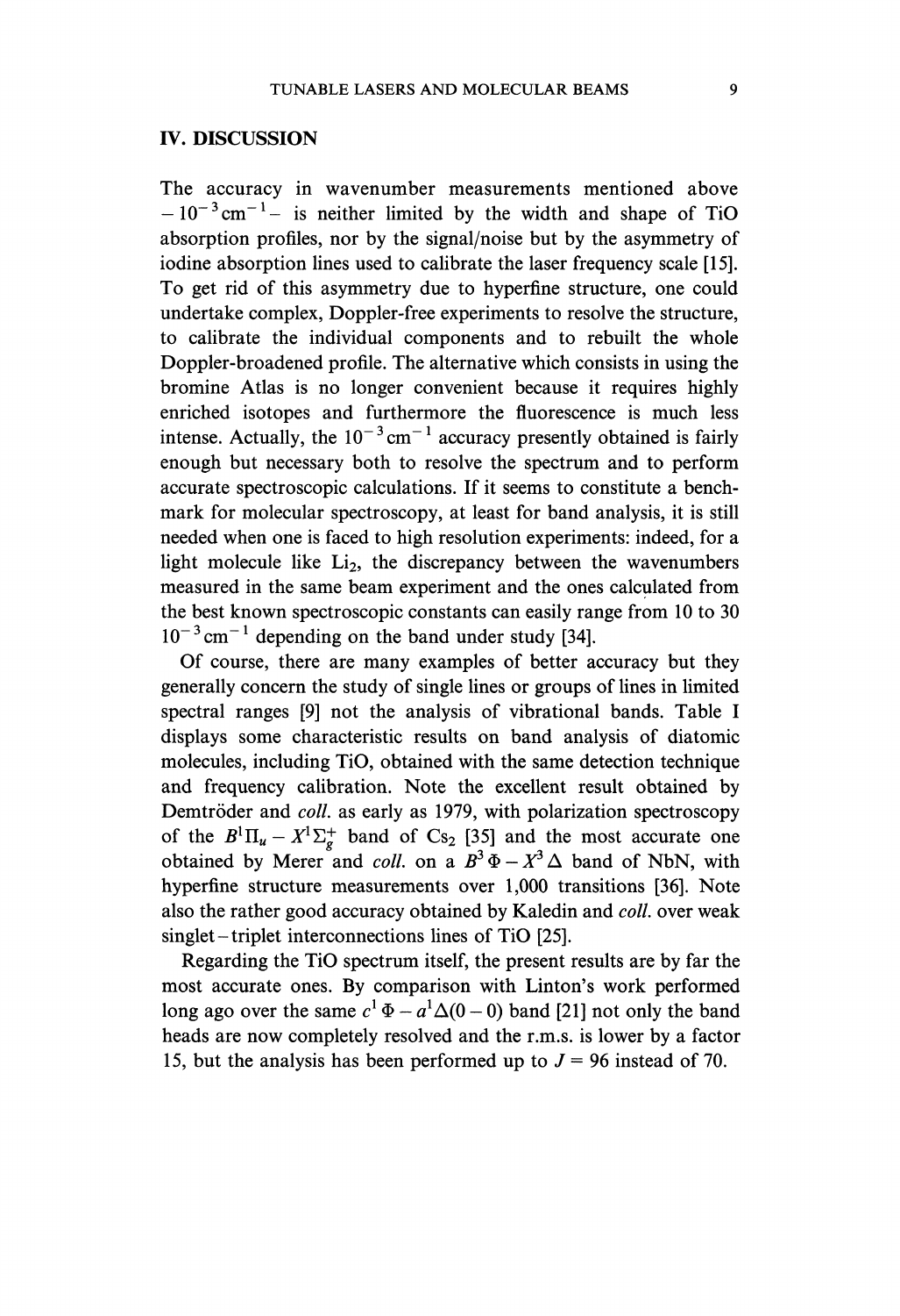## IV. DISCUSSION

The accuracy in wavenumber measurements mentioned above $-10^{-3}\,\mathrm{cm}^{-1}-$ is neither limited by the width and shape of TiO absorption profiles, nor by the signal/noise but by the asymmetry of iodine absorption lines used to calibrate the laser frequency scale [15]. To get rid of this asymmetry due to hyperfine structure, one could undertake complex, Doppler-free experiments to resolve the structure, to calibrate the individual components and to rebuilt the whole Doppler-broadened profile. The alternative which consists in using the bromine Atlas is no longer convenient because it requires highly enriched isotopes and furthermore the fluorescence is much less intense. Actually, the $10^{-3}\,\mathrm{cm}^{-1}$ accuracy presently obtained is fairly enough but necessary both to resolve the spectrum and to perform accurate spectroscopic calculations. If it seems to constitute a benchmark for molecular spectroscopy, at least for band analysis, it is still needed when one is faced to high resolution experiments: indeed, for a light molecule like $Li_2$, the discrepancy between the wavenumbers measured in the same beam experiment and the ones calculated from the best known spectroscopic constants can easily range from 10 to 30 $10^{-3}\,\mathrm{cm}^{-1}$ depending on the band under study [34].

Of course, there are many examples of better accuracy but they generally concern the study of single lines or groups of lines in limited spectral ranges [9] not the analysis of vibrational bands. Table I displays some characteristic results on band analysis of diatomic molecules, including TiO, obtained with the same detection technique and frequency calibration. Note the excellent result obtained by Demtröder and *coll.* as early as 1979, with polarization spectroscopy of the $B^1\Pi_u - X^1\Sigma_g^+$ band of $Cs_2$ [35] and the most accurate one obtained by Merer and *coll.* on a $B^3\Phi - X^3\Delta$ band of NbN, with hyperfine structure measurements over 1,000 transitions [36]. Note also the rather good accuracy obtained by Kaledin and *coll.* over weak singlet – triplet interconnections lines of TiO [25].

Regarding the TiO spectrum itself, the present results are by far the most accurate ones. By comparison with Linton's work performed long ago over the same $c^1\Phi - a^1\Delta(0-0)$ band [21] not only the band heads are now completely resolved and the r.m.s. is lower by a factor 15, but the analysis has been performed up to $J = 96$ instead of 70.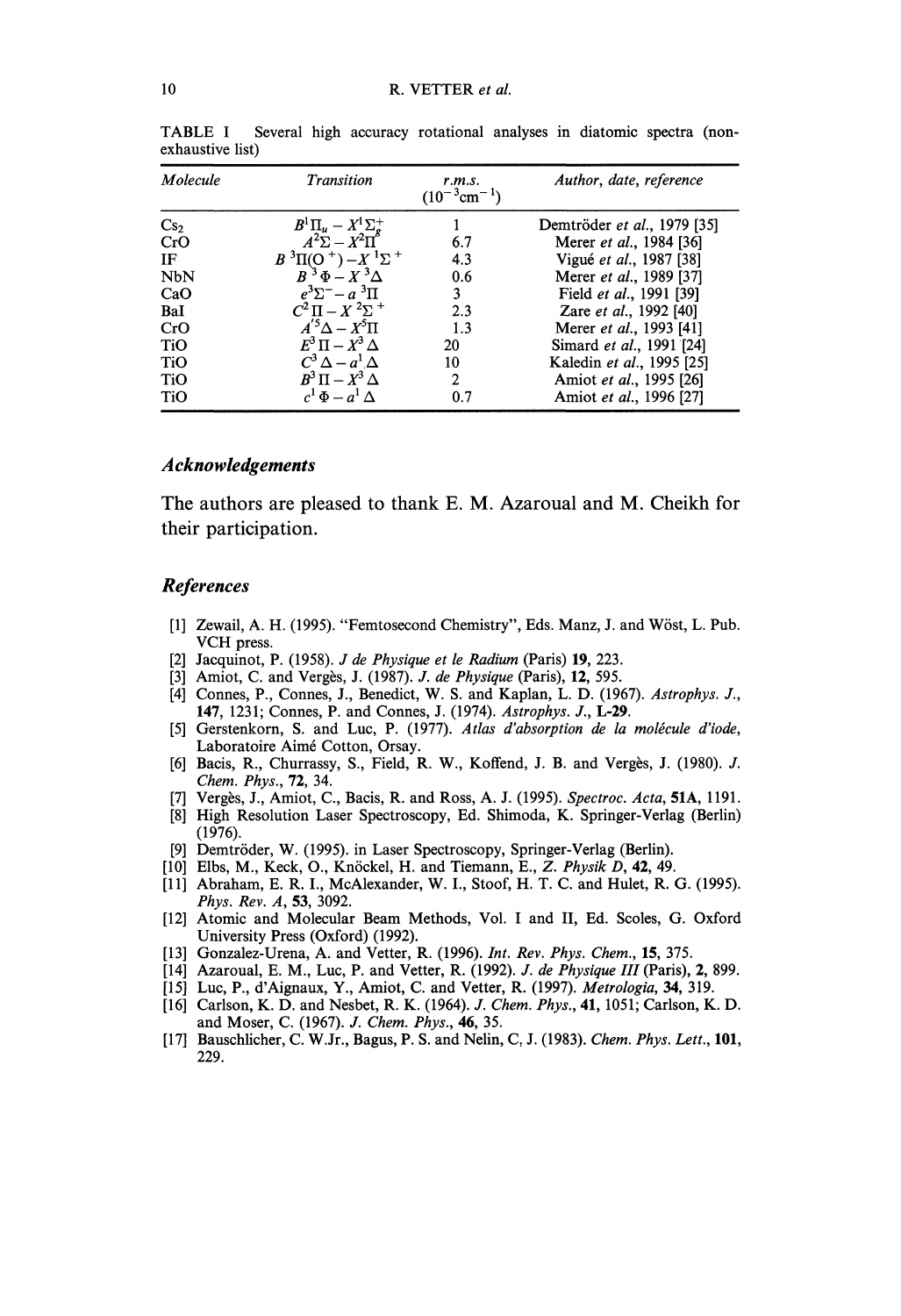TABLE I Several high accuracy rotational analyses in diatomic spectra (non-exhaustive list)

| *Molecule* | *Transition* | *r.m.s.* ($10^{-3}$cm$^{-1}$) | *Author, date, reference* |
|---|---|---|---|
| $Cs_2$ | $B^1\Pi_u - X^1\Sigma_g^+$ | 1 | Demtröder *et al.*, 1979 [35] |
| CrO | $A^2\Sigma - X^2\Pi$ | 6.7 | Merer *et al.*, 1984 [36] |
| IF | $B\ ^3\Pi(O^+) - X\ ^1\Sigma^+$ | 4.3 | Vigué *et al.*, 1987 [38] |
| NbN | $B\ ^3\Phi - X\ ^3\Delta$ | 0.6 | Merer *et al.*, 1989 [37] |
| CaO | $e^3\Sigma^- - a\ ^3\Pi$ | 3 | Field *et al.*, 1991 [39] |
| BaI | $C^2\Pi - X\ ^2\Sigma^+$ | 2.3 | Zare *et al.*, 1992 [40] |
| CrO | $A'^5\Delta - X^5\Pi$ | 1.3 | Merer *et al.*, 1993 [41] |
| TiO | $E^3\Pi - X^3\Delta$ | 20 | Simard *et al.*, 1991 [24] |
| TiO | $C^3\Delta - a^1\Delta$ | 10 | Kaledin *et al.*, 1995 [25] |
| TiO | $B^3\Pi - X^3\Delta$ | 2 | Amiot *et al.*, 1995 [26] |
| TiO | $c^1\Phi - a^1\Delta$ | 0.7 | Amiot *et al.*, 1996 [27] |

### *Acknowledgements*

The authors are pleased to thank E. M. Azaroual and M. Cheikh for their participation.

### *References*

[1] Zewail, A. H. (1995). "Femtosecond Chemistry", Eds. Manz, J. and Wöst, L. Pub. VCH press.

[2] Jacquinot, P. (1958). *J de Physique et le Radium* (Paris) **19**, 223.

[3] Amiot, C. and Vergès, J. (1987). *J. de Physique* (Paris), **12**, 595.

[4] Connes, P., Connes, J., Benedict, W. S. and Kaplan, L. D. (1967). *Astrophys. J.*, **147**, 1231; Connes, P. and Connes, J. (1974). *Astrophys. J.*, **L-29**.

[5] Gerstenkorn, S. and Luc, P. (1977). *Atlas d'absorption de la molécule d'iode*, Laboratoire Aimé Cotton, Orsay.

[6] Bacis, R., Churrassy, S., Field, R. W., Koffend, J. B. and Vergès, J. (1980). *J. Chem. Phys.*, **72**, 34.

[7] Vergès, J., Amiot, C., Bacis, R. and Ross, A. J. (1995). *Spectroc. Acta*, **51A**, 1191.

[8] High Resolution Laser Spectroscopy, Ed. Shimoda, K. Springer-Verlag (Berlin) (1976).

[9] Demtröder, W. (1995). in Laser Spectroscopy, Springer-Verlag (Berlin).

[10] Elbs, M., Keck, O., Knöckel, H. and Tiemann, E., *Z. Physik D*, **42**, 49.

[11] Abraham, E. R. I., McAlexander, W. I., Stoof, H. T. C. and Hulet, R. G. (1995). *Phys. Rev. A*, **53**, 3092.

[12] Atomic and Molecular Beam Methods, Vol. I and II, Ed. Scoles, G. Oxford University Press (Oxford) (1992).

[13] Gonzalez-Urena, A. and Vetter, R. (1996). *Int. Rev. Phys. Chem.*, **15**, 375.

[14] Azaroual, E. M., Luc, P. and Vetter, R. (1992). *J. de Physique III* (Paris), **2**, 899.

[15] Luc, P., d'Aignaux, Y., Amiot, C. and Vetter, R. (1997). *Metrologia*, **34**, 319.

[16] Carlson, K. D. and Nesbet, R. K. (1964). *J. Chem. Phys.*, **41**, 1051; Carlson, K. D. and Moser, C. (1967). *J. Chem. Phys.*, **46**, 35.

[17] Bauschlicher, C. W.Jr., Bagus, P. S. and Nelin, C. J. (1983). *Chem. Phys. Lett.*, **101**, 229.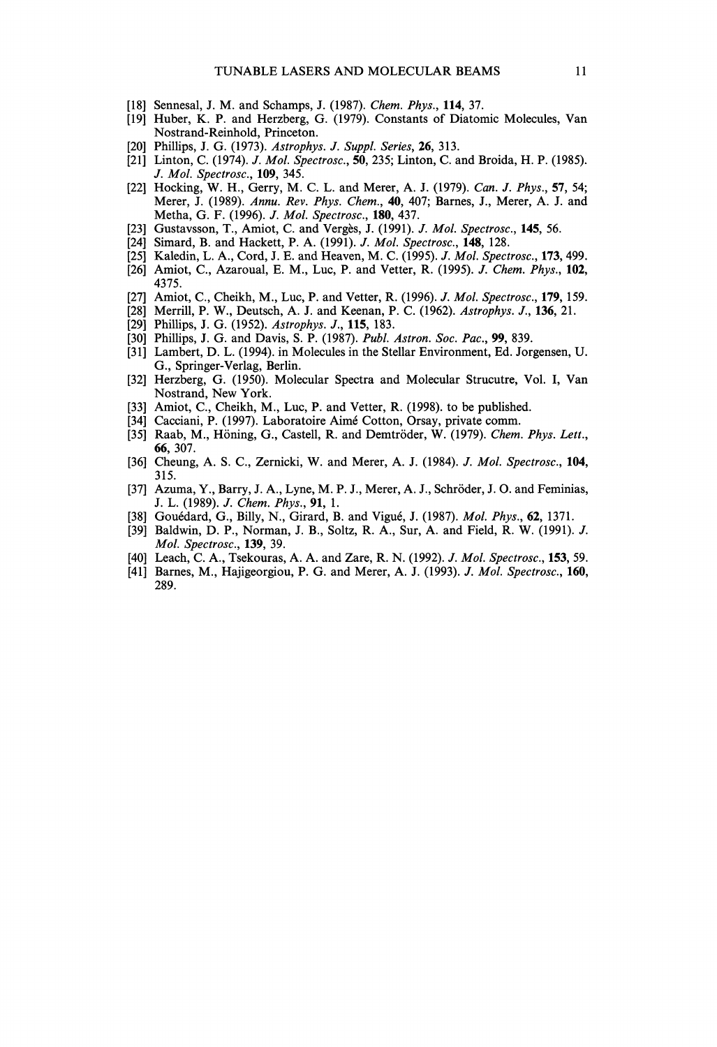[18] Sennesal, J. M. and Schamps, J. (1987). *Chem. Phys.*, **114**, 37.

[19] Huber, K. P. and Herzberg, G. (1979). Constants of Diatomic Molecules, Van Nostrand-Reinhold, Princeton.

[20] Phillips, J. G. (1973). *Astrophys. J. Suppl. Series*, **26**, 313.

[21] Linton, C. (1974). *J. Mol. Spectrosc.*, **50**, 235; Linton, C. and Broida, H. P. (1985). *J. Mol. Spectrosc.*, **109**, 345.

[22] Hocking, W. H., Gerry, M. C. L. and Merer, A. J. (1979). *Can. J. Phys.*, **57**, 54; Merer, J. (1989). *Annu. Rev. Phys. Chem.*, **40**, 407; Barnes, J., Merer, A. J. and Metha, G. F. (1996). *J. Mol. Spectrosc.*, **180**, 437.

[23] Gustavsson, T., Amiot, C. and Vergès, J. (1991). *J. Mol. Spectrosc.*, **145**, 56.

[24] Simard, B. and Hackett, P. A. (1991). *J. Mol. Spectrosc.*, **148**, 128.

[25] Kaledin, L. A., Cord, J. E. and Heaven, M. C. (1995). *J. Mol. Spectrosc.*, **173**, 499.

[26] Amiot, C., Azaroual, E. M., Luc, P. and Vetter, R. (1995). *J. Chem. Phys.*, **102**, 4375.

[27] Amiot, C., Cheikh, M., Luc, P. and Vetter, R. (1996). *J. Mol. Spectrosc.*, **179**, 159.

[28] Merrill, P. W., Deutsch, A. J. and Keenan, P. C. (1962). *Astrophys. J.*, **136**, 21.

[29] Phillips, J. G. (1952). *Astrophys. J.*, **115**, 183.

[30] Phillips, J. G. and Davis, S. P. (1987). *Publ. Astron. Soc. Pac.*, **99**, 839.

[31] Lambert, D. L. (1994). in Molecules in the Stellar Environment, Ed. Jorgensen, U. G., Springer-Verlag, Berlin.

[32] Herzberg, G. (1950). Molecular Spectra and Molecular Strucutre, Vol. I, Van Nostrand, New York.

[33] Amiot, C., Cheikh, M., Luc, P. and Vetter, R. (1998). to be published.

[34] Cacciani, P. (1997). Laboratoire Aimé Cotton, Orsay, private comm.

[35] Raab, M., Höning, G., Castell, R. and Demtröder, W. (1979). *Chem. Phys. Lett.*, **66**, 307.

[36] Cheung, A. S. C., Zernicki, W. and Merer, A. J. (1984). *J. Mol. Spectrosc.*, **104**, 315.

[37] Azuma, Y., Barry, J. A., Lyne, M. P. J., Merer, A. J., Schröder, J. O. and Feminias, J. L. (1989). *J. Chem. Phys.*, **91**, 1.

[38] Gouédard, G., Billy, N., Girard, B. and Vigué, J. (1987). *Mol. Phys.*, **62**, 1371.

[39] Baldwin, D. P., Norman, J. B., Soltz, R. A., Sur, A. and Field, R. W. (1991). *J. Mol. Spectrosc.*, **139**, 39.

[40] Leach, C. A., Tsekouras, A. A. and Zare, R. N. (1992). *J. Mol. Spectrosc.*, **153**, 59.

[41] Barnes, M., Hajigeorgiou, P. G. and Merer, A. J. (1993). *J. Mol. Spectrosc.*, **160**, 289.